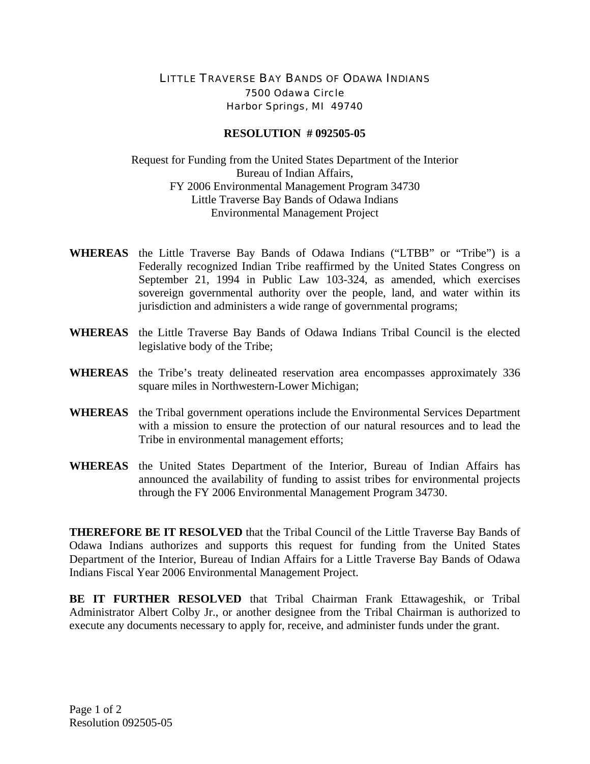LITTLE TRAVERSE BAY BANDS OF ODAWA INDIANS
7500 Odawa Circle
Harbor Springs, MI 49740

**RESOLUTION # 092505-05**

Request for Funding from the United States Department of the Interior
Bureau of Indian Affairs,
FY 2006 Environmental Management Program 34730
Little Traverse Bay Bands of Odawa Indians
Environmental Management Project

**WHEREAS** the Little Traverse Bay Bands of Odawa Indians ("LTBB" or "Tribe") is a Federally recognized Indian Tribe reaffirmed by the United States Congress on September 21, 1994 in Public Law 103-324, as amended, which exercises sovereign governmental authority over the people, land, and water within its jurisdiction and administers a wide range of governmental programs;

**WHEREAS** the Little Traverse Bay Bands of Odawa Indians Tribal Council is the elected legislative body of the Tribe;

**WHEREAS** the Tribe's treaty delineated reservation area encompasses approximately 336 square miles in Northwestern-Lower Michigan;

**WHEREAS** the Tribal government operations include the Environmental Services Department with a mission to ensure the protection of our natural resources and to lead the Tribe in environmental management efforts;

**WHEREAS** the United States Department of the Interior, Bureau of Indian Affairs has announced the availability of funding to assist tribes for environmental projects through the FY 2006 Environmental Management Program 34730.

**THEREFORE BE IT RESOLVED** that the Tribal Council of the Little Traverse Bay Bands of Odawa Indians authorizes and supports this request for funding from the United States Department of the Interior, Bureau of Indian Affairs for a Little Traverse Bay Bands of Odawa Indians Fiscal Year 2006 Environmental Management Project.

**BE IT FURTHER RESOLVED** that Tribal Chairman Frank Ettawageshik, or Tribal Administrator Albert Colby Jr., or another designee from the Tribal Chairman is authorized to execute any documents necessary to apply for, receive, and administer funds under the grant.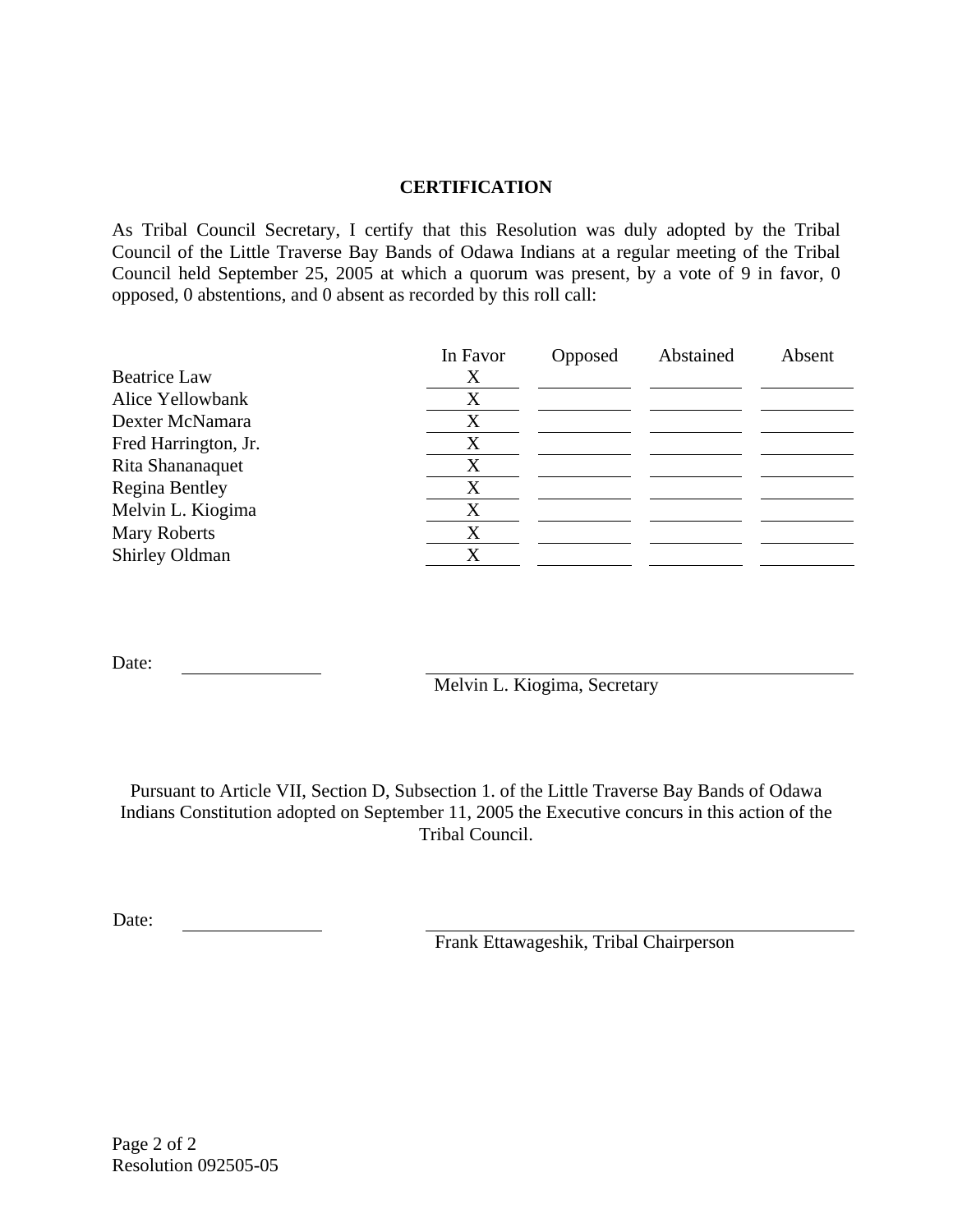## CERTIFICATION

As Tribal Council Secretary, I certify that this Resolution was duly adopted by the Tribal Council of the Little Traverse Bay Bands of Odawa Indians at a regular meeting of the Tribal Council held September 25, 2005 at which a quorum was present, by a vote of 9 in favor, 0 opposed, 0 abstentions, and 0 absent as recorded by this roll call:

| | In Favor | Opposed | Abstained | Absent |
|---|---|---|---|---|
| Beatrice Law | X | | | |
| Alice Yellowbank | X | | | |
| Dexter McNamara | X | | | |
| Fred Harrington, Jr. | X | | | |
| Rita Shananaquet | X | | | |
| Regina Bentley | X | | | |
| Melvin L. Kiogima | X | | | |
| Mary Roberts | X | | | |
| Shirley Oldman | X | | | |

Date: ______________

______________________________
Melvin L. Kiogima, Secretary

Pursuant to Article VII, Section D, Subsection 1. of the Little Traverse Bay Bands of Odawa Indians Constitution adopted on September 11, 2005 the Executive concurs in this action of the Tribal Council.

Date: ______________

______________________________
Frank Ettawageshik, Tribal Chairperson

Resolution 092505-05